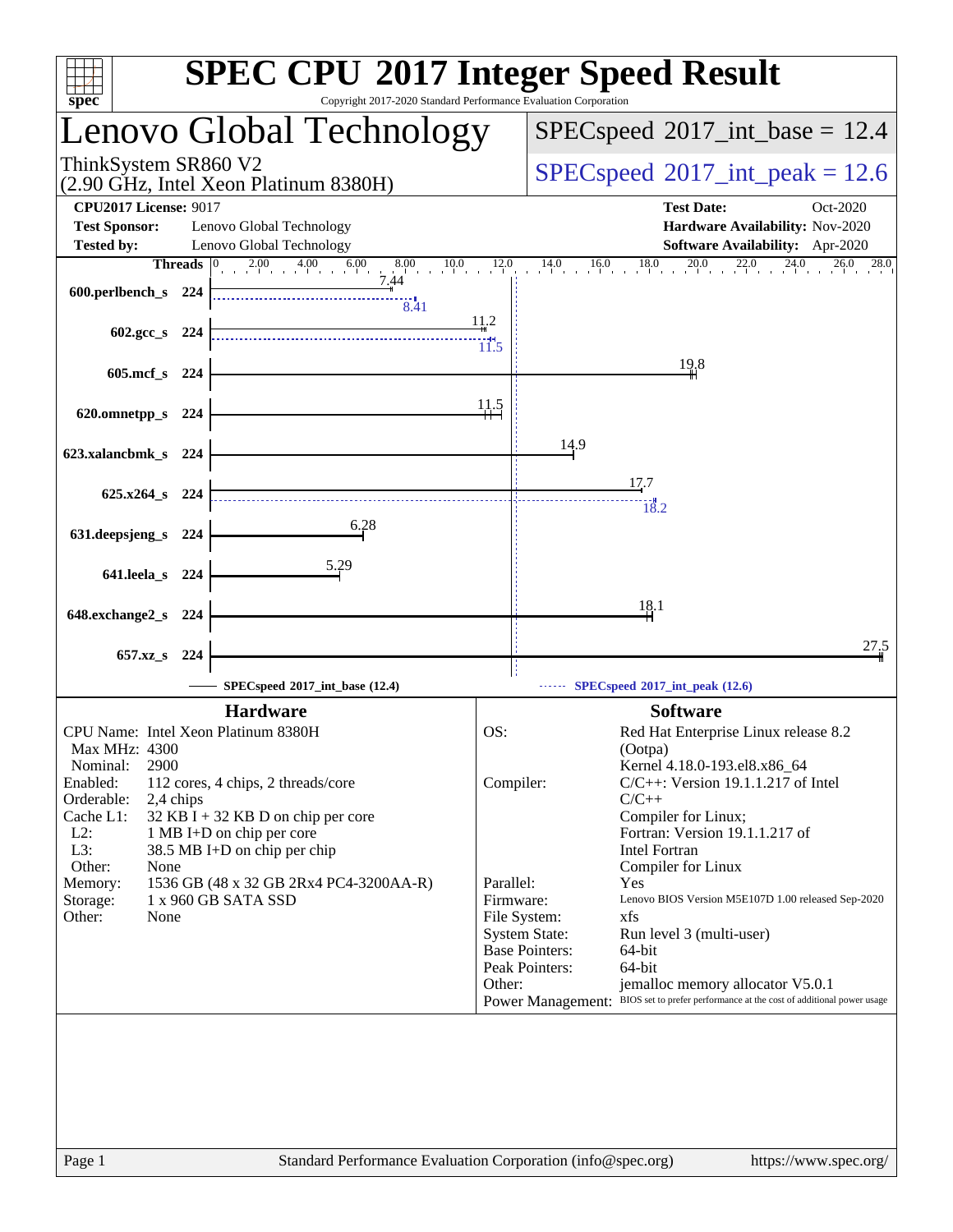# SPEC CPU 2017 Integer Speed Result

Copyright 2017-2020 Standard Performance Evaluation Corporation

## Lenovo Global Technology

ThinkSystem SR860 V2
(2.90 GHz, Intel Xeon Platinum 8380H)

SPECspeed 2017_int_base = 12.4

SPECspeed 2017_int_peak = 12.6

| | | | |
|---|---|---|---|
| **CPU2017 License:** | 9017 | **Test Date:** | Oct-2020 |
| **Test Sponsor:** | Lenovo Global Technology | **Hardware Availability:** | Nov-2020 |
| **Tested by:** | Lenovo Global Technology | **Software Availability:** | Apr-2020 |

| Benchmark | Threads | Base | Peak |
|---|---|---|---|
| 600.perlbench_s | 224 | 7.44 | 8.41 |
| 602.gcc_s | 224 | 11.2 | 11.5 |
| 605.mcf_s | 224 | 19.8 | |
| 620.omnetpp_s | 224 | 11.5 | |
| 623.xalancbmk_s | 224 | 14.9 | |
| 625.x264_s | 224 | 17.7 | 18.2 |
| 631.deepsjeng_s | 224 | 6.28 | |
| 641.leela_s | 224 | 5.29 | |
| 648.exchange2_s | 224 | 18.1 | |
| 657.xz_s | 224 | 27.5 | |

SPECspeed 2017_int_base (12.4) ------ SPECspeed 2017_int_peak (12.6)

### Hardware

- CPU Name: Intel Xeon Platinum 8380H
- Max MHz: 4300
- Nominal: 2900
- Enabled: 112 cores, 4 chips, 2 threads/core
- Orderable: 2,4 chips
- Cache L1: 32 KB I + 32 KB D on chip per core
- L2: 1 MB I+D on chip per core
- L3: 38.5 MB I+D on chip per chip
- Other: None
- Memory: 1536 GB (48 x 32 GB 2Rx4 PC4-3200AA-R)
- Storage: 1 x 960 GB SATA SSD
- Other: None

### Software

- OS: Red Hat Enterprise Linux release 8.2 (Ootpa) Kernel 4.18.0-193.el8.x86_64
- Compiler: C/C++: Version 19.1.1.217 of Intel C/C++ Compiler for Linux; Fortran: Version 19.1.1.217 of Intel Fortran Compiler for Linux
- Parallel: Yes
- Firmware: Lenovo BIOS Version M5E107D 1.00 released Sep-2020
- File System: xfs
- System State: Run level 3 (multi-user)
- Base Pointers: 64-bit
- Peak Pointers: 64-bit
- Other: jemalloc memory allocator V5.0.1
- Power Management: BIOS set to prefer performance at the cost of additional power usage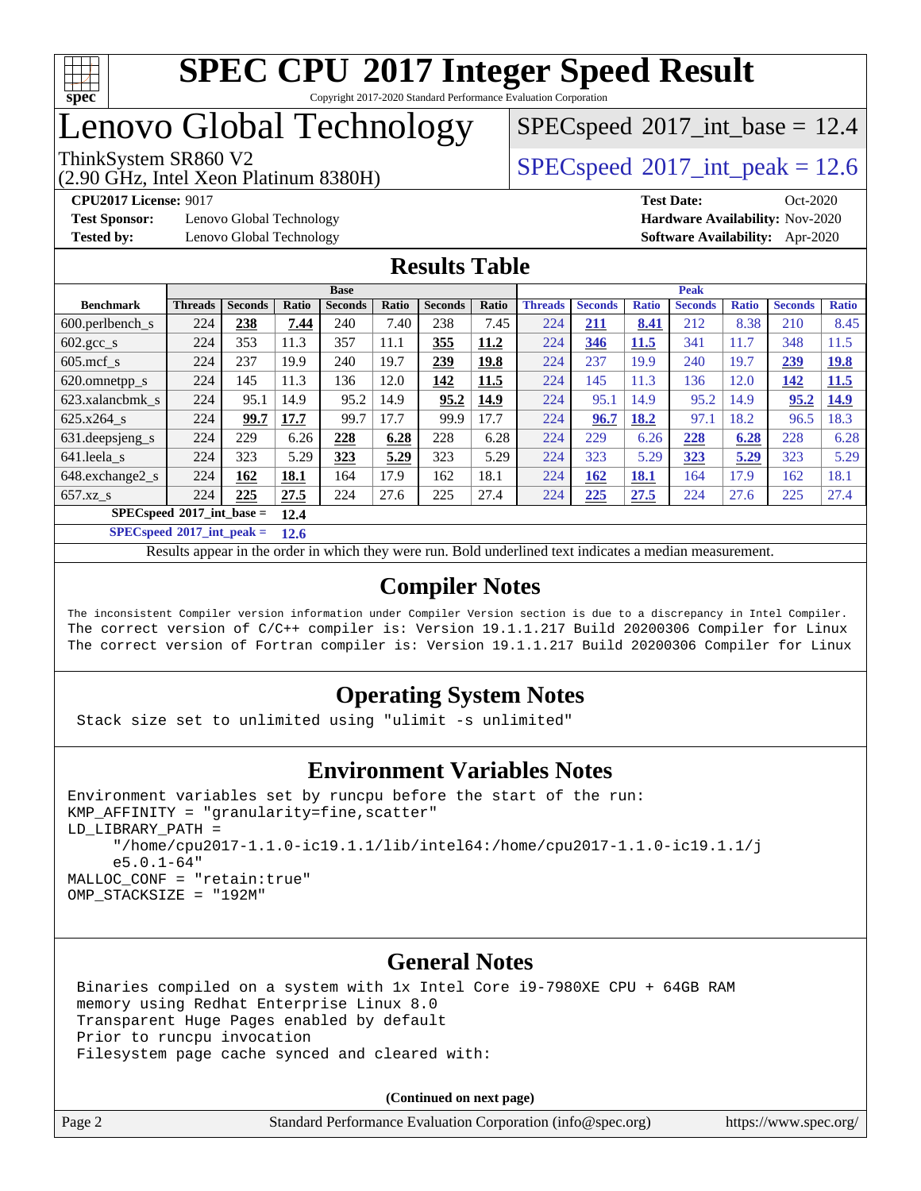# SPEC CPU 2017 Integer Speed Result

Copyright 2017-2020 Standard Performance Evaluation Corporation

# Lenovo Global Technology

ThinkSystem SR860 V2
(2.90 GHz, Intel Xeon Platinum 8380H)

SPECspeed 2017_int_base = 12.4

SPECspeed 2017_int_peak = 12.6

**CPU2017 License:** 9017
**Test Sponsor:** Lenovo Global Technology
**Tested by:** Lenovo Global Technology
**Test Date:** Oct-2020
**Hardware Availability:** Nov-2020
**Software Availability:** Apr-2020

## Results Table

| Benchmark | Base | | | | | | | Peak | | | | | | |
|---|---|---|---|---|---|---|---|---|---|---|---|---|---|---|
| | Threads | Seconds | Ratio | Seconds | Ratio | Seconds | Ratio | Threads | Seconds | Ratio | Seconds | Ratio | Seconds | Ratio |
| 600.perlbench_s | 224 | **238** | **7.44** | 240 | 7.40 | 238 | 7.45 | 224 | **211** | **8.41** | 212 | 8.38 | 210 | 8.45 |
| 602.gcc_s | 224 | 353 | 11.3 | 357 | 11.1 | **355** | **11.2** | 224 | **346** | **11.5** | 341 | 11.7 | 348 | 11.5 |
| 605.mcf_s | 224 | 237 | 19.9 | 240 | 19.7 | **239** | **19.8** | 224 | 237 | 19.9 | 240 | 19.7 | **239** | **19.8** |
| 620.omnetpp_s | 224 | 145 | 11.3 | 136 | 12.0 | **142** | **11.5** | 224 | 145 | 11.3 | 136 | 12.0 | **142** | **11.5** |
| 623.xalancbmk_s | 224 | 95.1 | 14.9 | 95.2 | 14.9 | **95.2** | **14.9** | 224 | 95.1 | 14.9 | 95.2 | 14.9 | **95.2** | **14.9** |
| 625.x264_s | 224 | **99.7** | **17.7** | 99.7 | 17.7 | 99.9 | 17.7 | 224 | **96.7** | **18.2** | 97.1 | 18.2 | 96.5 | 18.3 |
| 631.deepsjeng_s | 224 | 229 | 6.26 | **228** | **6.28** | 228 | 6.28 | 224 | 229 | 6.26 | **228** | **6.28** | 228 | 6.28 |
| 641.leela_s | 224 | 323 | 5.29 | **323** | **5.29** | 323 | 5.29 | 224 | 323 | 5.29 | **323** | **5.29** | 323 | 5.29 |
| 648.exchange2_s | 224 | **162** | **18.1** | 164 | 17.9 | 162 | 18.1 | 224 | **162** | **18.1** | 164 | 17.9 | 162 | 18.1 |
| 657.xz_s | 224 | **225** | **27.5** | 224 | 27.6 | 225 | 27.4 | 224 | **225** | **27.5** | 224 | 27.6 | 225 | 27.4 |

**SPECspeed 2017_int_base = 12.4**

**SPECspeed 2017_int_peak = 12.6**

Results appear in the order in which they were run. Bold underlined text indicates a median measurement.

## Compiler Notes

```
The inconsistent Compiler version information under Compiler Version section is due to a discrepancy in Intel Compiler.
The correct version of C/C++ compiler is: Version 19.1.1.217 Build 20200306 Compiler for Linux
The correct version of Fortran compiler is: Version 19.1.1.217 Build 20200306 Compiler for Linux
```

## Operating System Notes

```
Stack size set to unlimited using "ulimit -s unlimited"
```

## Environment Variables Notes

```
Environment variables set by runcpu before the start of the run:
KMP_AFFINITY = "granularity=fine,scatter"
LD_LIBRARY_PATH =
     "/home/cpu2017-1.1.0-ic19.1.1/lib/intel64:/home/cpu2017-1.1.0-ic19.1.1/j
     e5.0.1-64"
MALLOC_CONF = "retain:true"
OMP_STACKSIZE = "192M"
```

## General Notes

```
Binaries compiled on a system with 1x Intel Core i9-7980XE CPU + 64GB RAM
memory using Redhat Enterprise Linux 8.0
Transparent Huge Pages enabled by default
Prior to runcpu invocation
Filesystem page cache synced and cleared with:
```

**(Continued on next page)**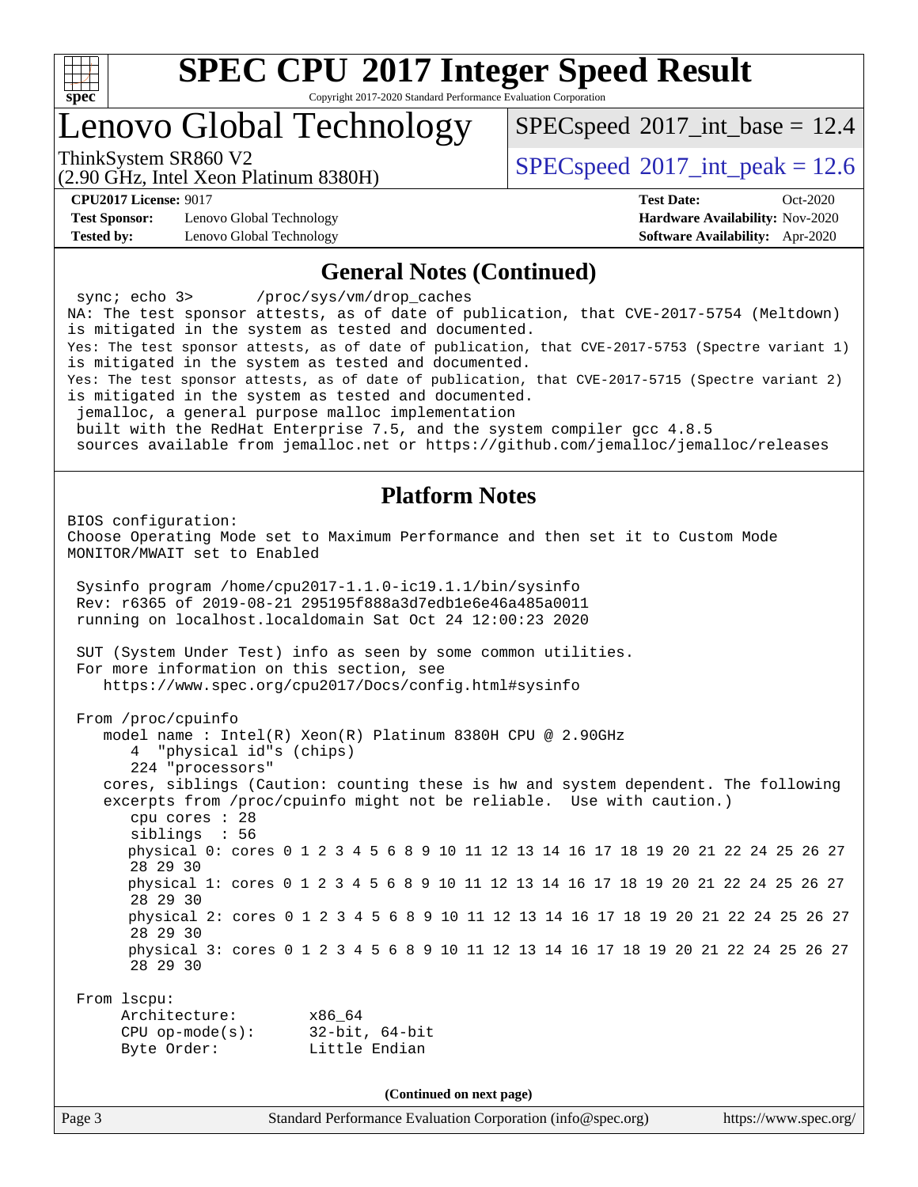# SPEC CPU 2017 Integer Speed Result

Copyright 2017-2020 Standard Performance Evaluation Corporation

## Lenovo Global Technology

ThinkSystem SR860 V2
(2.90 GHz, Intel Xeon Platinum 8380H)

SPECspeed 2017_int_base = 12.4

SPECspeed 2017_int_peak = 12.6

**CPU2017 License:** 9017
**Test Sponsor:** Lenovo Global Technology
**Tested by:** Lenovo Global Technology

**Test Date:** Oct-2020
**Hardware Availability:** Nov-2020
**Software Availability:** Apr-2020

## General Notes (Continued)

```
 sync; echo 3>      /proc/sys/vm/drop_caches
NA: The test sponsor attests, as of date of publication, that CVE-2017-5754 (Meltdown)
is mitigated in the system as tested and documented.
Yes: The test sponsor attests, as of date of publication, that CVE-2017-5753 (Spectre variant 1)
is mitigated in the system as tested and documented.
Yes: The test sponsor attests, as of date of publication, that CVE-2017-5715 (Spectre variant 2)
is mitigated in the system as tested and documented.
 jemalloc, a general purpose malloc implementation
 built with the RedHat Enterprise 7.5, and the system compiler gcc 4.8.5
 sources available from jemalloc.net or https://github.com/jemalloc/jemalloc/releases
```

## Platform Notes

```
BIOS configuration:
Choose Operating Mode set to Maximum Performance and then set it to Custom Mode
MONITOR/MWAIT set to Enabled

 Sysinfo program /home/cpu2017-1.1.0-ic19.1.1/bin/sysinfo
 Rev: r6365 of 2019-08-21 295195f888a3d7edb1e6e46a485a0011
 running on localhost.localdomain Sat Oct 24 12:00:23 2020

 SUT (System Under Test) info as seen by some common utilities.
 For more information on this section, see
    https://www.spec.org/cpu2017/Docs/config.html#sysinfo

 From /proc/cpuinfo
    model name : Intel(R) Xeon(R) Platinum 8380H CPU @ 2.90GHz
       4  "physical id"s (chips)
       224 "processors"
    cores, siblings (Caution: counting these is hw and system dependent. The following
    excerpts from /proc/cpuinfo might not be reliable.  Use with caution.)
       cpu cores : 28
       siblings  : 56
       physical 0: cores 0 1 2 3 4 5 6 8 9 10 11 12 13 14 16 17 18 19 20 21 22 24 25 26 27
       28 29 30
       physical 1: cores 0 1 2 3 4 5 6 8 9 10 11 12 13 14 16 17 18 19 20 21 22 24 25 26 27
       28 29 30
       physical 2: cores 0 1 2 3 4 5 6 8 9 10 11 12 13 14 16 17 18 19 20 21 22 24 25 26 27
       28 29 30
       physical 3: cores 0 1 2 3 4 5 6 8 9 10 11 12 13 14 16 17 18 19 20 21 22 24 25 26 27
       28 29 30

 From lscpu:
      Architecture:        x86_64
      CPU op-mode(s):      32-bit, 64-bit
      Byte Order:          Little Endian
```

(Continued on next page)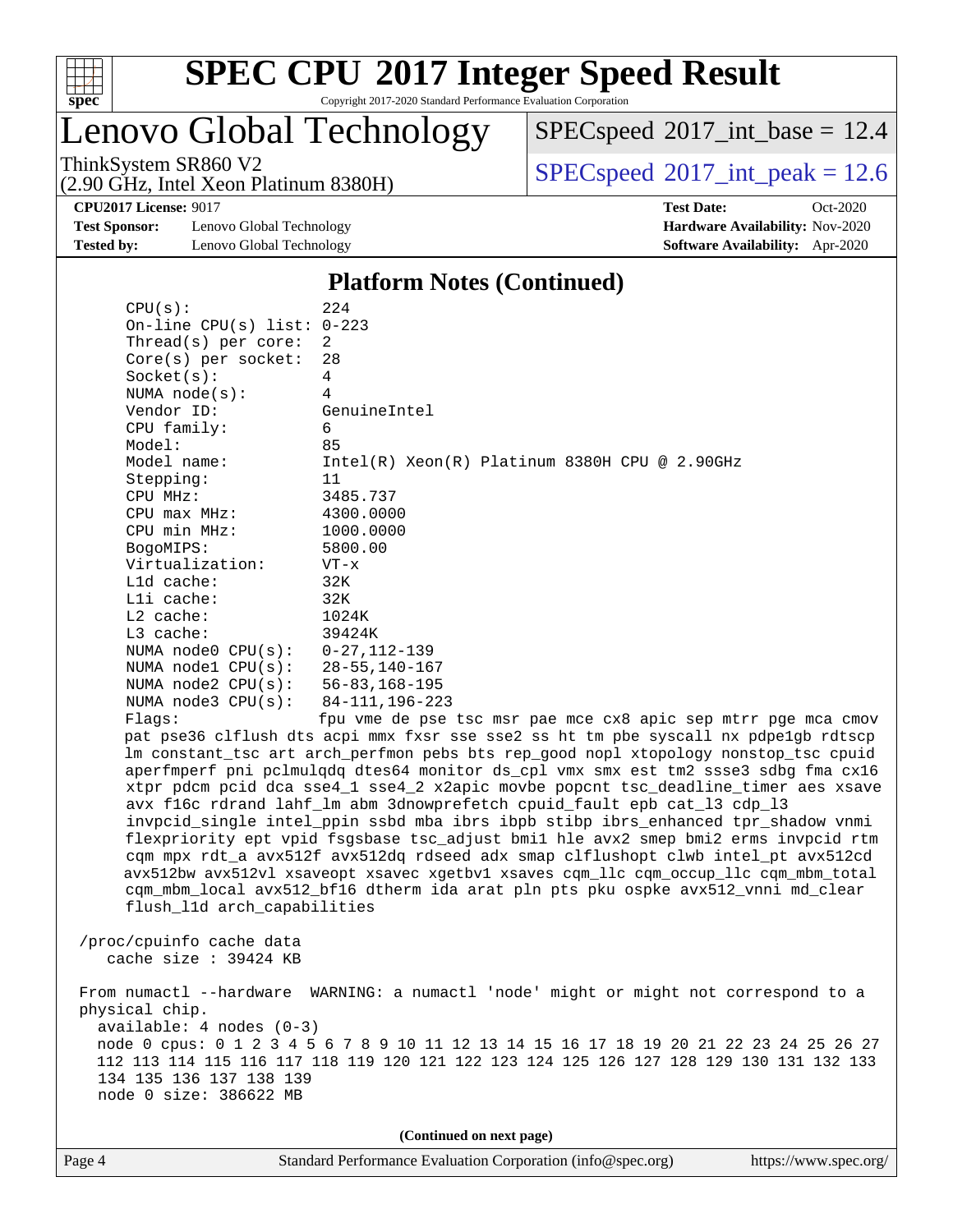## Platform Notes (Continued)

```
CPU(s):                224
On-line CPU(s) list:   0-223
Thread(s) per core:    2
Core(s) per socket:    28
Socket(s):             4
NUMA node(s):          4
Vendor ID:             GenuineIntel
CPU family:            6
Model:                 85
Model name:            Intel(R) Xeon(R) Platinum 8380H CPU @ 2.90GHz
Stepping:              11
CPU MHz:               3485.737
CPU max MHz:           4300.0000
CPU min MHz:           1000.0000
BogoMIPS:              5800.00
Virtualization:        VT-x
L1d cache:             32K
L1i cache:             32K
L2 cache:              1024K
L3 cache:              39424K
NUMA node0 CPU(s):     0-27,112-139
NUMA node1 CPU(s):     28-55,140-167
NUMA node2 CPU(s):     56-83,168-195
NUMA node3 CPU(s):     84-111,196-223
Flags:                 fpu vme de pse tsc msr pae mce cx8 apic sep mtrr pge mca cmov
pat pse36 clflush dts acpi mmx fxsr sse sse2 ss ht tm pbe syscall nx pdpe1gb rdtscp
lm constant_tsc art arch_perfmon pebs bts rep_good nopl xtopology nonstop_tsc cpuid
aperfmperf pni pclmulqdq dtes64 monitor ds_cpl vmx smx est tm2 ssse3 sdbg fma cx16
xtpr pdcm pcid dca sse4_1 sse4_2 x2apic movbe popcnt tsc_deadline_timer aes xsave
avx f16c rdrand lahf_lm abm 3dnowprefetch cpuid_fault epb cat_l3 cdp_l3
invpcid_single intel_ppin ssbd mba ibrs ibpb stibp ibrs_enhanced tpr_shadow vnmi
flexpriority ept vpid fsgsbase tsc_adjust bmi1 hle avx2 smep bmi2 erms invpcid rtm
cqm mpx rdt_a avx512f avx512dq rdseed adx smap clflushopt clwb intel_pt avx512cd
avx512bw avx512vl xsaveopt xsavec xgetbv1 xsaves cqm_llc cqm_occup_llc cqm_mbm_total
cqm_mbm_local avx512_bf16 dtherm ida arat pln pts pku ospke avx512_vnni md_clear
flush_l1d arch_capabilities

/proc/cpuinfo cache data
   cache size : 39424 KB

From numactl --hardware  WARNING: a numactl 'node' might or might not correspond to a
physical chip.
  available: 4 nodes (0-3)
  node 0 cpus: 0 1 2 3 4 5 6 7 8 9 10 11 12 13 14 15 16 17 18 19 20 21 22 23 24 25 26 27
  112 113 114 115 116 117 118 119 120 121 122 123 124 125 126 127 128 129 130 131 132 133
  134 135 136 137 138 139
  node 0 size: 386622 MB
```

(Continued on next page)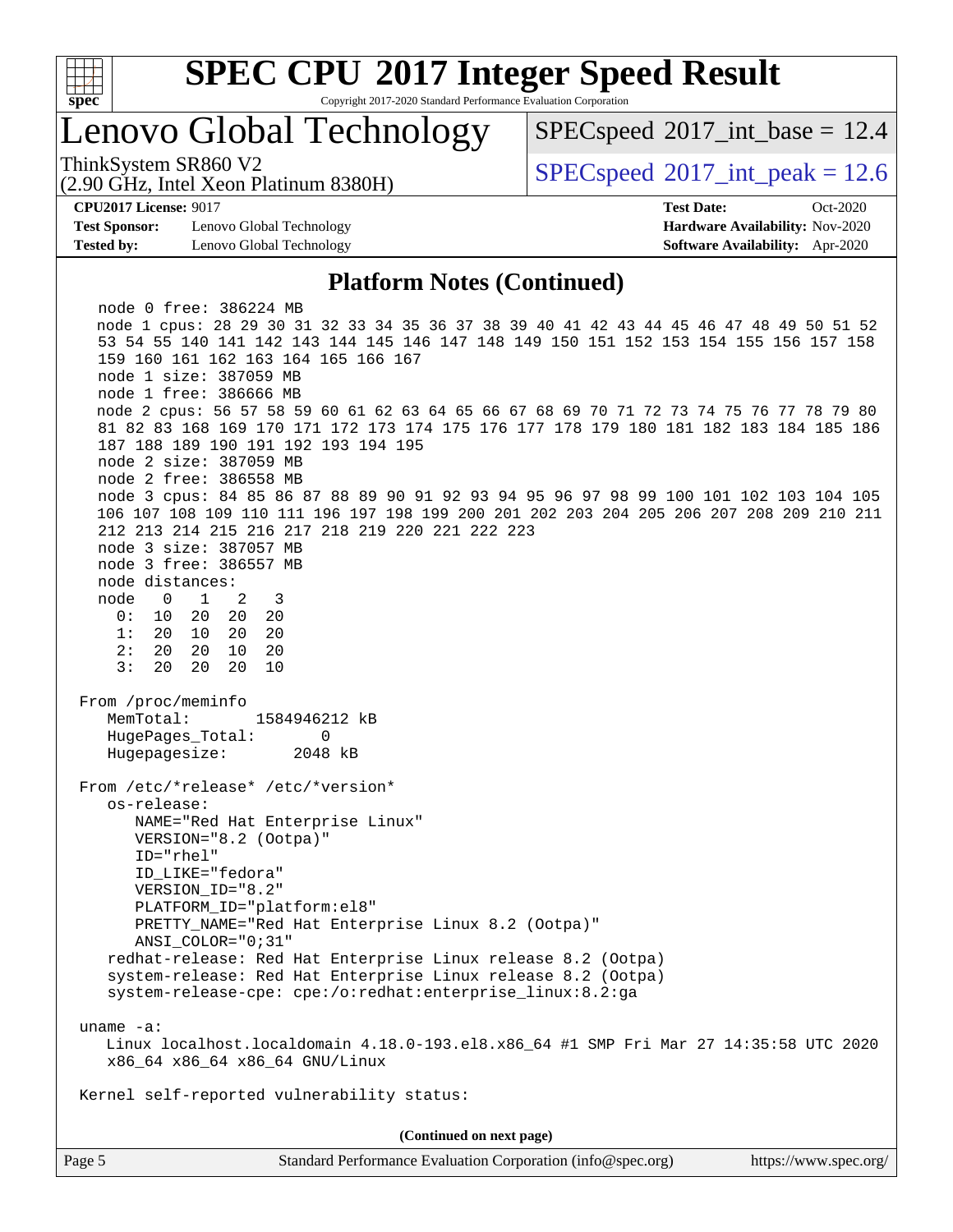## Platform Notes (Continued)

```
   node 0 free: 386224 MB
   node 1 cpus: 28 29 30 31 32 33 34 35 36 37 38 39 40 41 42 43 44 45 46 47 48 49 50 51 52
   53 54 55 140 141 142 143 144 145 146 147 148 149 150 151 152 153 154 155 156 157 158
   159 160 161 162 163 164 165 166 167
   node 1 size: 387059 MB
   node 1 free: 386666 MB
   node 2 cpus: 56 57 58 59 60 61 62 63 64 65 66 67 68 69 70 71 72 73 74 75 76 77 78 79 80
   81 82 83 168 169 170 171 172 173 174 175 176 177 178 179 180 181 182 183 184 185 186
   187 188 189 190 191 192 193 194 195
   node 2 size: 387059 MB
   node 2 free: 386558 MB
   node 3 cpus: 84 85 86 87 88 89 90 91 92 93 94 95 96 97 98 99 100 101 102 103 104 105
   106 107 108 109 110 111 196 197 198 199 200 201 202 203 204 205 206 207 208 209 210 211
   212 213 214 215 216 217 218 219 220 221 222 223
   node 3 size: 387057 MB
   node 3 free: 386557 MB
   node distances:
   node   0   1   2   3
     0:  10  20  20  20
     1:  20  10  20  20
     2:  20  20  10  20
     3:  20  20  20  10

 From /proc/meminfo
    MemTotal:       1584946212 kB
    HugePages_Total:       0
    Hugepagesize:       2048 kB

 From /etc/*release* /etc/*version*
    os-release:
       NAME="Red Hat Enterprise Linux"
       VERSION="8.2 (Ootpa)"
       ID="rhel"
       ID_LIKE="fedora"
       VERSION_ID="8.2"
       PLATFORM_ID="platform:el8"
       PRETTY_NAME="Red Hat Enterprise Linux 8.2 (Ootpa)"
       ANSI_COLOR="0;31"
    redhat-release: Red Hat Enterprise Linux release 8.2 (Ootpa)
    system-release: Red Hat Enterprise Linux release 8.2 (Ootpa)
    system-release-cpe: cpe:/o:redhat:enterprise_linux:8.2:ga

 uname -a:
    Linux localhost.localdomain 4.18.0-193.el8.x86_64 #1 SMP Fri Mar 27 14:35:58 UTC 2020
    x86_64 x86_64 x86_64 GNU/Linux

 Kernel self-reported vulnerability status:
```

**(Continued on next page)**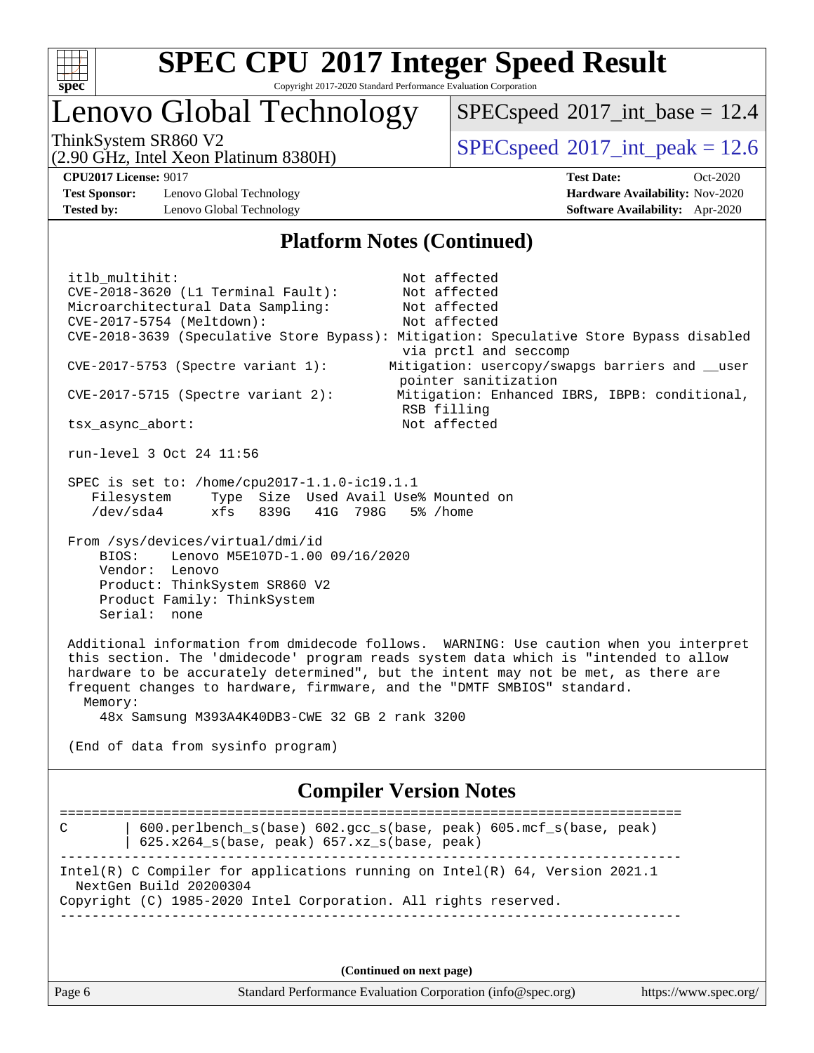# SPEC CPU 2017 Integer Speed Result

Copyright 2017-2020 Standard Performance Evaluation Corporation

## Lenovo Global Technology

ThinkSystem SR860 V2
(2.90 GHz, Intel Xeon Platinum 8380H)

SPECspeed 2017_int_base = 12.4

SPECspeed 2017_int_peak = 12.6

**CPU2017 License:** 9017
**Test Sponsor:** Lenovo Global Technology
**Tested by:** Lenovo Global Technology

**Test Date:** Oct-2020
**Hardware Availability:** Nov-2020
**Software Availability:** Apr-2020

### Platform Notes (Continued)

```
itlb_multihit:                              Not affected
CVE-2018-3620 (L1 Terminal Fault):          Not affected
Microarchitectural Data Sampling:           Not affected
CVE-2017-5754 (Meltdown):                   Not affected
CVE-2018-3639 (Speculative Store Bypass): Mitigation: Speculative Store Bypass disabled
                                            via prctl and seccomp
CVE-2017-5753 (Spectre variant 1):        Mitigation: usercopy/swapgs barriers and __user
                                            pointer sanitization
CVE-2017-5715 (Spectre variant 2):         Mitigation: Enhanced IBRS, IBPB: conditional,
                                            RSB filling
tsx_async_abort:                            Not affected

run-level 3 Oct 24 11:56

SPEC is set to: /home/cpu2017-1.1.0-ic19.1.1
   Filesystem     Type  Size  Used Avail Use% Mounted on
   /dev/sda4      xfs   839G   41G  798G   5% /home

From /sys/devices/virtual/dmi/id
    BIOS:    Lenovo M5E107D-1.00 09/16/2020
    Vendor:  Lenovo
    Product: ThinkSystem SR860 V2
    Product Family: ThinkSystem
    Serial:  none

Additional information from dmidecode follows.  WARNING: Use caution when you interpret
this section. The 'dmidecode' program reads system data which is "intended to allow
hardware to be accurately determined", but the intent may not be met, as there are
frequent changes to hardware, firmware, and the "DMTF SMBIOS" standard.
  Memory:
    48x Samsung M393A4K40DB3-CWE 32 GB 2 rank 3200

(End of data from sysinfo program)
```

### Compiler Version Notes

```
==============================================================================
C       | 600.perlbench_s(base) 602.gcc_s(base, peak) 605.mcf_s(base, peak)
        | 625.x264_s(base, peak) 657.xz_s(base, peak)
------------------------------------------------------------------------------
Intel(R) C Compiler for applications running on Intel(R) 64, Version 2021.1
  NextGen Build 20200304
Copyright (C) 1985-2020 Intel Corporation. All rights reserved.
------------------------------------------------------------------------------
```

(Continued on next page)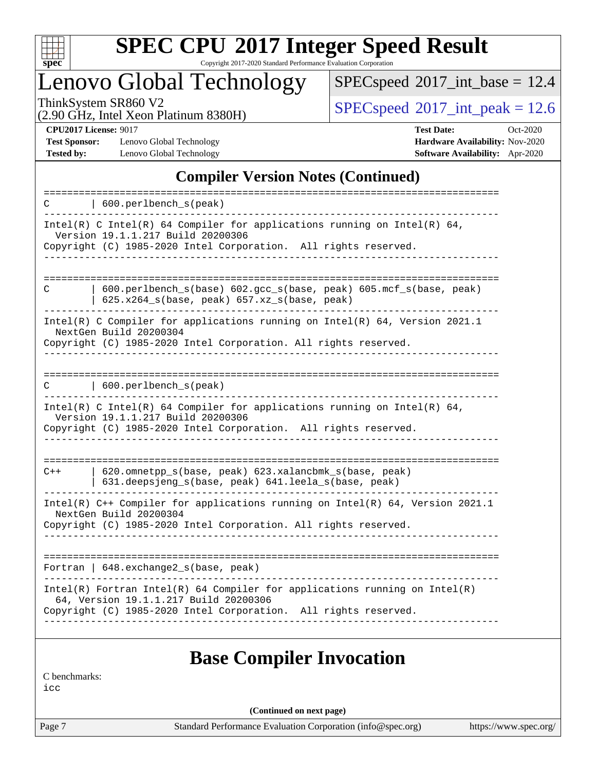# SPEC CPU 2017 Integer Speed Result

Copyright 2017-2020 Standard Performance Evaluation Corporation

## Lenovo Global Technology

ThinkSystem SR860 V2
(2.90 GHz, Intel Xeon Platinum 8380H)

SPECspeed 2017_int_base = 12.4

SPECspeed 2017_int_peak = 12.6

**CPU2017 License:** 9017
**Test Sponsor:** Lenovo Global Technology
**Tested by:** Lenovo Global Technology

**Test Date:** Oct-2020
**Hardware Availability:** Nov-2020
**Software Availability:** Apr-2020

## Compiler Version Notes (Continued)

```
==============================================================================
C       | 600.perlbench_s(peak)
------------------------------------------------------------------------------
Intel(R) C Intel(R) 64 Compiler for applications running on Intel(R) 64,
  Version 19.1.1.217 Build 20200306
Copyright (C) 1985-2020 Intel Corporation.  All rights reserved.
------------------------------------------------------------------------------

==============================================================================
C       | 600.perlbench_s(base) 602.gcc_s(base, peak) 605.mcf_s(base, peak)
        | 625.x264_s(base, peak) 657.xz_s(base, peak)
------------------------------------------------------------------------------
Intel(R) C Compiler for applications running on Intel(R) 64, Version 2021.1
  NextGen Build 20200304
Copyright (C) 1985-2020 Intel Corporation. All rights reserved.
------------------------------------------------------------------------------

==============================================================================
C       | 600.perlbench_s(peak)
------------------------------------------------------------------------------
Intel(R) C Intel(R) 64 Compiler for applications running on Intel(R) 64,
  Version 19.1.1.217 Build 20200306
Copyright (C) 1985-2020 Intel Corporation.  All rights reserved.
------------------------------------------------------------------------------

==============================================================================
C++     | 620.omnetpp_s(base, peak) 623.xalancbmk_s(base, peak)
        | 631.deepsjeng_s(base, peak) 641.leela_s(base, peak)
------------------------------------------------------------------------------
Intel(R) C++ Compiler for applications running on Intel(R) 64, Version 2021.1
  NextGen Build 20200304
Copyright (C) 1985-2020 Intel Corporation. All rights reserved.
------------------------------------------------------------------------------

==============================================================================
Fortran | 648.exchange2_s(base, peak)
------------------------------------------------------------------------------
Intel(R) Fortran Intel(R) 64 Compiler for applications running on Intel(R)
  64, Version 19.1.1.217 Build 20200306
Copyright (C) 1985-2020 Intel Corporation.  All rights reserved.
------------------------------------------------------------------------------
```

## Base Compiler Invocation

C benchmarks:
icc

**(Continued on next page)**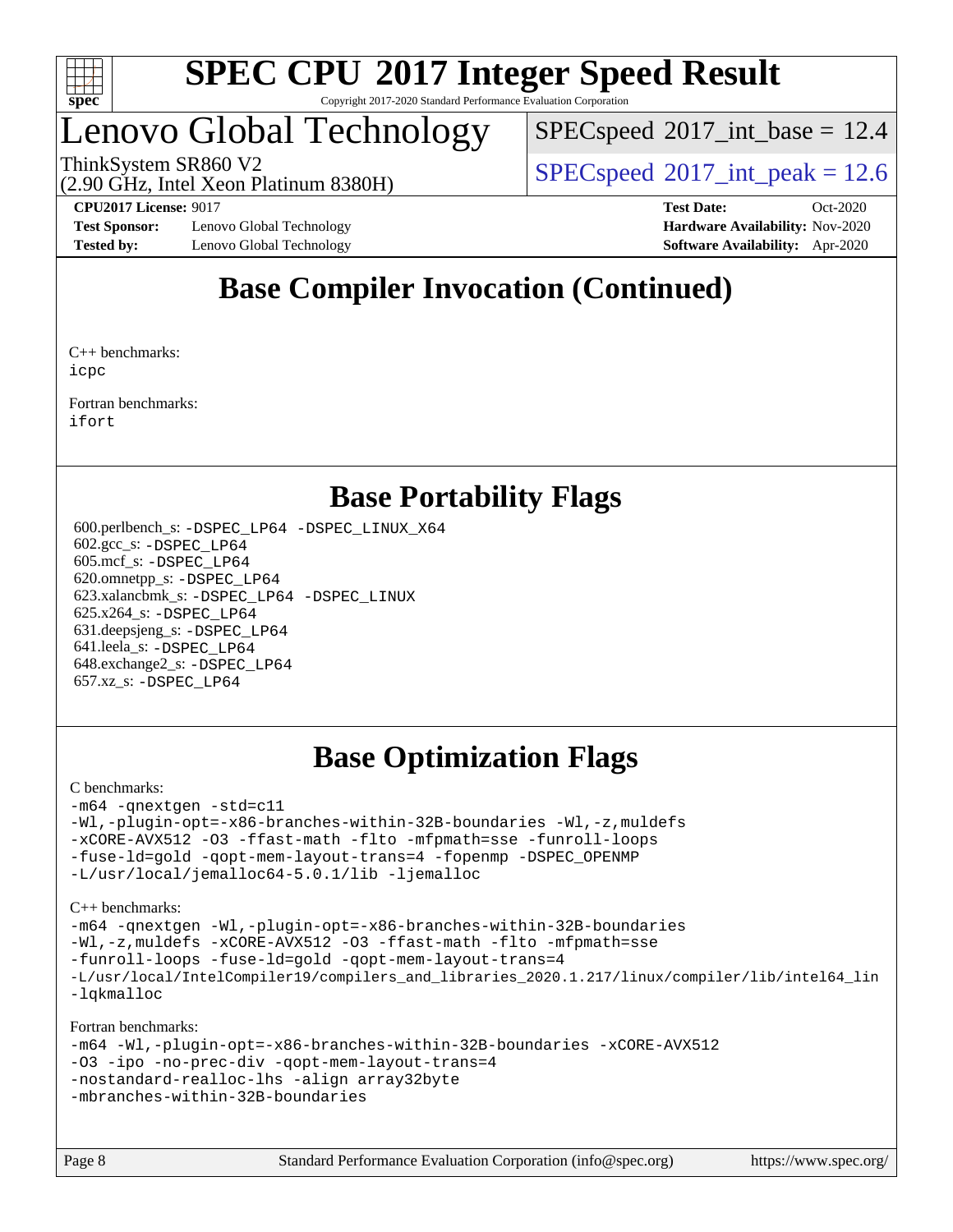# Base Compiler Invocation (Continued)

C++ benchmarks:
`icpc`

Fortran benchmarks:
`ifort`

# Base Portability Flags

600.perlbench_s: `-DSPEC_LP64 -DSPEC_LINUX_X64`
602.gcc_s: `-DSPEC_LP64`
605.mcf_s: `-DSPEC_LP64`
620.omnetpp_s: `-DSPEC_LP64`
623.xalancbmk_s: `-DSPEC_LP64 -DSPEC_LINUX`
625.x264_s: `-DSPEC_LP64`
631.deepsjeng_s: `-DSPEC_LP64`
641.leela_s: `-DSPEC_LP64`
648.exchange2_s: `-DSPEC_LP64`
657.xz_s: `-DSPEC_LP64`

# Base Optimization Flags

C benchmarks:

```
-m64 -qnextgen -std=c11
-Wl,-plugin-opt=-x86-branches-within-32B-boundaries -Wl,-z,muldefs
-xCORE-AVX512 -O3 -ffast-math -flto -mfpmath=sse -funroll-loops
-fuse-ld=gold -qopt-mem-layout-trans=4 -fopenmp -DSPEC_OPENMP
-L/usr/local/jemalloc64-5.0.1/lib -ljemalloc
```

C++ benchmarks:

```
-m64 -qnextgen -Wl,-plugin-opt=-x86-branches-within-32B-boundaries
-Wl,-z,muldefs -xCORE-AVX512 -O3 -ffast-math -flto -mfpmath=sse
-funroll-loops -fuse-ld=gold -qopt-mem-layout-trans=4
-L/usr/local/IntelCompiler19/compilers_and_libraries_2020.1.217/linux/compiler/lib/intel64_lin
-lqkmalloc
```

Fortran benchmarks:

```
-m64 -Wl,-plugin-opt=-x86-branches-within-32B-boundaries -xCORE-AVX512
-O3 -ipo -no-prec-div -qopt-mem-layout-trans=4
-nostandard-realloc-lhs -align array32byte
-mbranches-within-32B-boundaries
```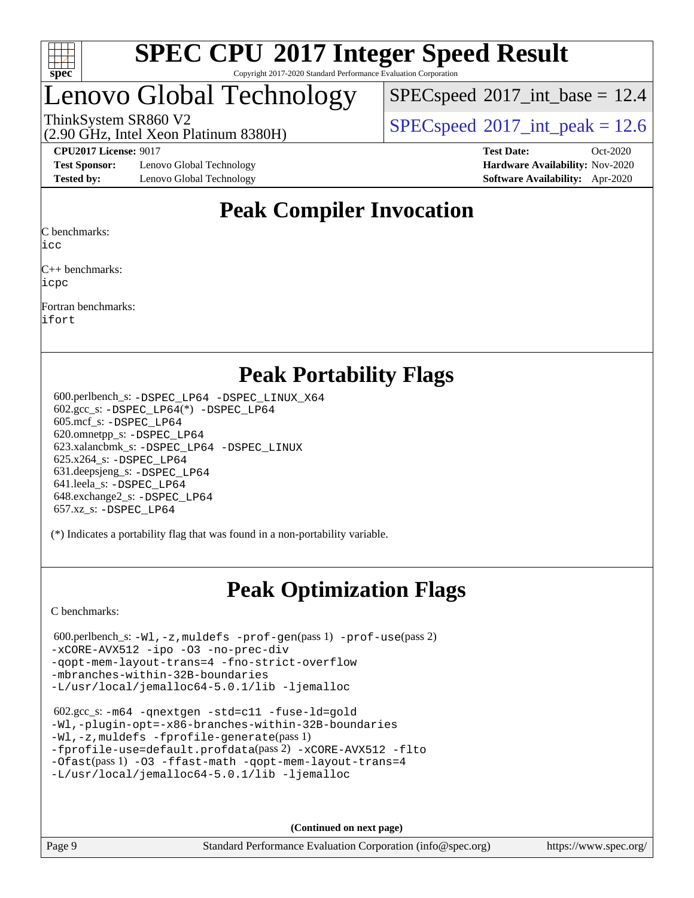# Peak Compiler Invocation

C benchmarks:
icc

C++ benchmarks:
icpc

Fortran benchmarks:
ifort

# Peak Portability Flags

600.perlbench_s: -DSPEC_LP64 -DSPEC_LINUX_X64
602.gcc_s: -DSPEC_LP64(*) -DSPEC_LP64
605.mcf_s: -DSPEC_LP64
620.omnetpp_s: -DSPEC_LP64
623.xalancbmk_s: -DSPEC_LP64 -DSPEC_LINUX
625.x264_s: -DSPEC_LP64
631.deepsjeng_s: -DSPEC_LP64
641.leela_s: -DSPEC_LP64
648.exchange2_s: -DSPEC_LP64
657.xz_s: -DSPEC_LP64

(*) Indicates a portability flag that was found in a non-portability variable.

# Peak Optimization Flags

C benchmarks:

600.perlbench_s: -Wl,-z,muldefs -prof-gen(pass 1) -prof-use(pass 2) -xCORE-AVX512 -ipo -O3 -no-prec-div -qopt-mem-layout-trans=4 -fno-strict-overflow -mbranches-within-32B-boundaries -L/usr/local/jemalloc64-5.0.1/lib -ljemalloc

602.gcc_s: -m64 -qnextgen -std=c11 -fuse-ld=gold -Wl,-plugin-opt=-x86-branches-within-32B-boundaries -Wl,-z,muldefs -fprofile-generate(pass 1) -fprofile-use=default.profdata(pass 2) -xCORE-AVX512 -flto -Ofast(pass 1) -O3 -ffast-math -qopt-mem-layout-trans=4 -L/usr/local/jemalloc64-5.0.1/lib -ljemalloc

(Continued on next page)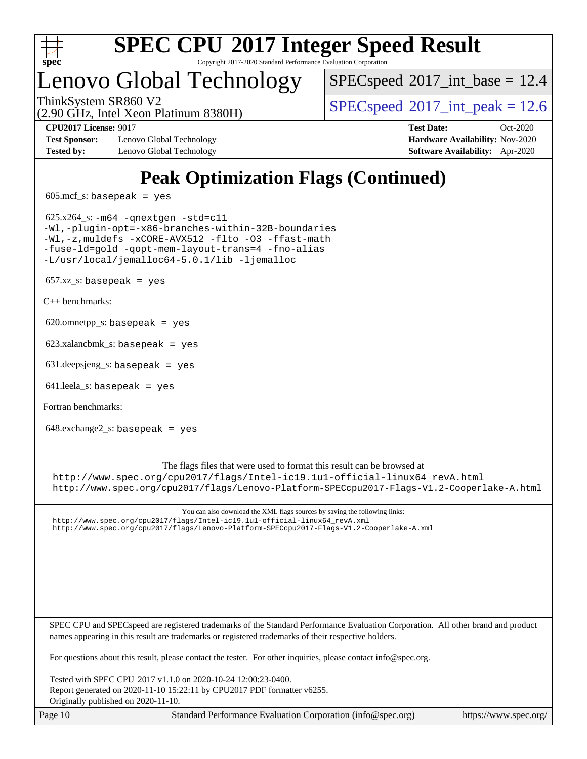# Peak Optimization Flags (Continued)

605.mcf_s: `basepeak = yes`

625.x264_s: `-m64 -qnextgen -std=c11 -Wl,-plugin-opt=-x86-branches-within-32B-boundaries -Wl,-z,muldefs -xCORE-AVX512 -flto -O3 -ffast-math -fuse-ld=gold -qopt-mem-layout-trans=4 -fno-alias -L/usr/local/jemalloc64-5.0.1/lib -ljemalloc`

657.xz_s: `basepeak = yes`

C++ benchmarks:

620.omnetpp_s: `basepeak = yes`

623.xalancbmk_s: `basepeak = yes`

631.deepsjeng_s: `basepeak = yes`

641.leela_s: `basepeak = yes`

Fortran benchmarks:

648.exchange2_s: `basepeak = yes`

The flags files that were used to format this result can be browsed at

http://www.spec.org/cpu2017/flags/Intel-ic19.1u1-official-linux64_revA.html
http://www.spec.org/cpu2017/flags/Lenovo-Platform-SPECcpu2017-Flags-V1.2-Cooperlake-A.html

You can also download the XML flags sources by saving the following links:

http://www.spec.org/cpu2017/flags/Intel-ic19.1u1-official-linux64_revA.xml
http://www.spec.org/cpu2017/flags/Lenovo-Platform-SPECcpu2017-Flags-V1.2-Cooperlake-A.xml

SPEC CPU and SPECspeed are registered trademarks of the Standard Performance Evaluation Corporation. All other brand and product names appearing in this result are trademarks or registered trademarks of their respective holders.

For questions about this result, please contact the tester. For other inquiries, please contact info@spec.org.

Tested with SPEC CPU 2017 v1.1.0 on 2020-10-24 12:00:23-0400.
Report generated on 2020-11-10 15:22:11 by CPU2017 PDF formatter v6255.
Originally published on 2020-11-10.